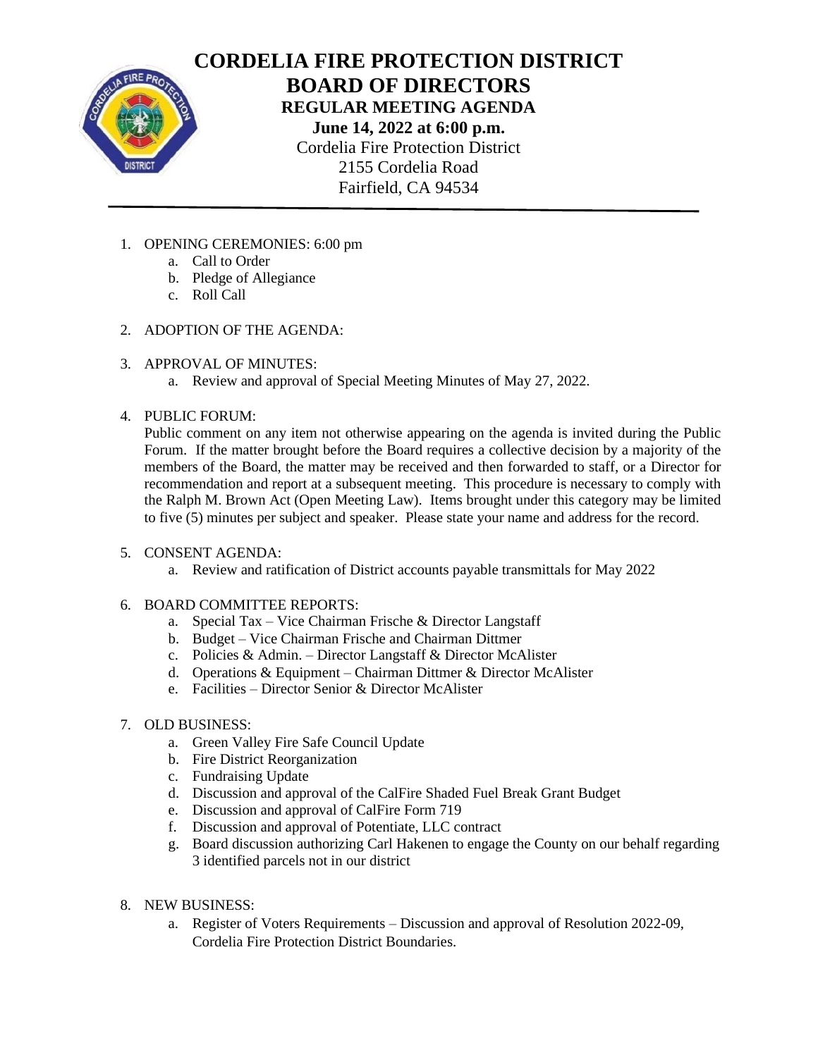# CORDELIA FIRE PROTECTION DISTRICT

# BOARD OF DIRECTORS

## REGULAR MEETING AGENDA

**June 14, 2022 at 6:00 p.m.**

Cordelia Fire Protection District
2155 Cordelia Road
Fairfield, CA 94534

---

1. OPENING CEREMONIES: 6:00 pm
   a. Call to Order
   b. Pledge of Allegiance
   c. Roll Call

2. ADOPTION OF THE AGENDA:

3. APPROVAL OF MINUTES:
   a. Review and approval of Special Meeting Minutes of May 27, 2022.

4. PUBLIC FORUM:
   Public comment on any item not otherwise appearing on the agenda is invited during the Public Forum. If the matter brought before the Board requires a collective decision by a majority of the members of the Board, the matter may be received and then forwarded to staff, or a Director for recommendation and report at a subsequent meeting. This procedure is necessary to comply with the Ralph M. Brown Act (Open Meeting Law). Items brought under this category may be limited to five (5) minutes per subject and speaker. Please state your name and address for the record.

5. CONSENT AGENDA:
   a. Review and ratification of District accounts payable transmittals for May 2022

6. BOARD COMMITTEE REPORTS:
   a. Special Tax – Vice Chairman Frische & Director Langstaff
   b. Budget – Vice Chairman Frische and Chairman Dittmer
   c. Policies & Admin. – Director Langstaff & Director McAlister
   d. Operations & Equipment – Chairman Dittmer & Director McAlister
   e. Facilities – Director Senior & Director McAlister

7. OLD BUSINESS:
   a. Green Valley Fire Safe Council Update
   b. Fire District Reorganization
   c. Fundraising Update
   d. Discussion and approval of the CalFire Shaded Fuel Break Grant Budget
   e. Discussion and approval of CalFire Form 719
   f. Discussion and approval of Potentiate, LLC contract
   g. Board discussion authorizing Carl Hakenen to engage the County on our behalf regarding 3 identified parcels not in our district

8. NEW BUSINESS:
   a. Register of Voters Requirements – Discussion and approval of Resolution 2022-09, Cordelia Fire Protection District Boundaries.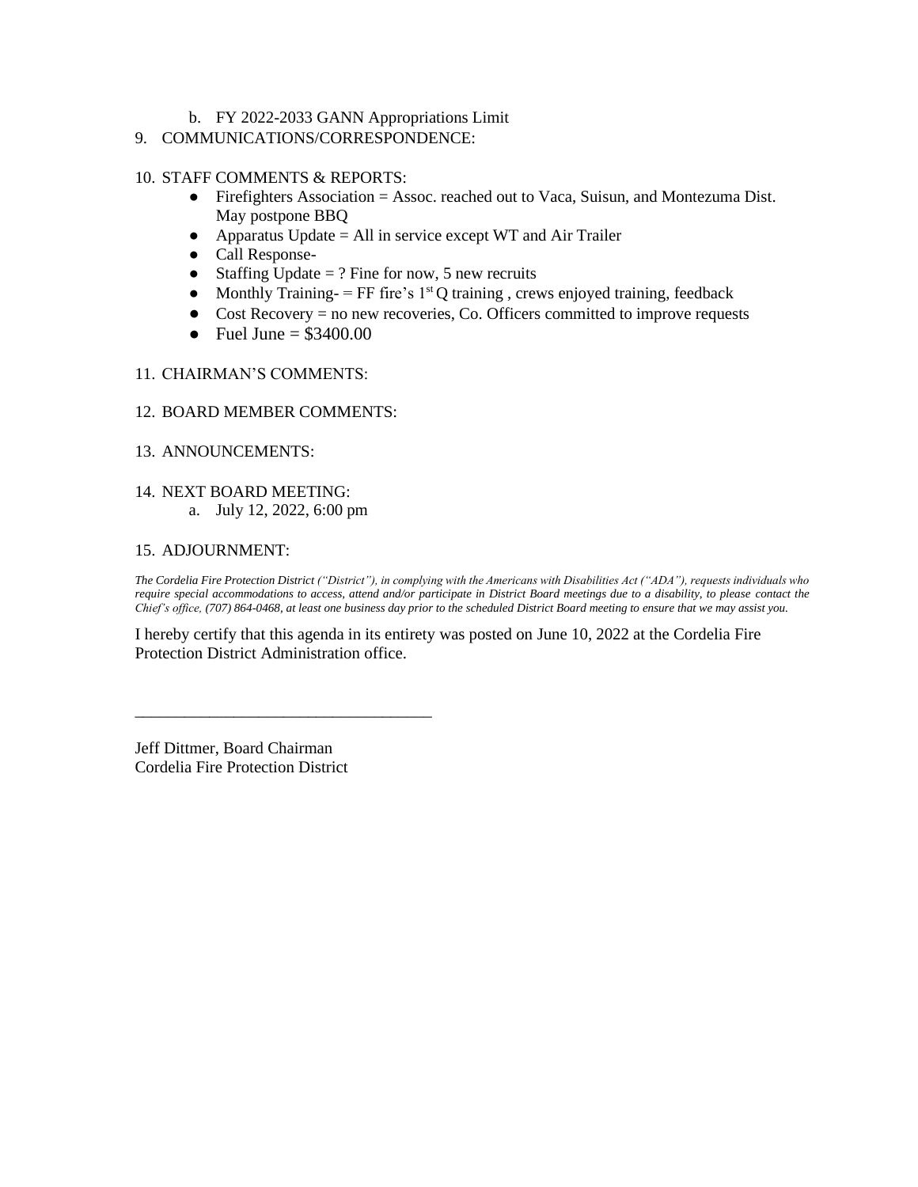b. FY 2022-2033 GANN Appropriations Limit

9. COMMUNICATIONS/CORRESPONDENCE:

10. STAFF COMMENTS & REPORTS:
    - Firefighters Association = Assoc. reached out to Vaca, Suisun, and Montezuma Dist. May postpone BBQ
    - Apparatus Update = All in service except WT and Air Trailer
    - Call Response-
    - Staffing Update = ? Fine for now, 5 new recruits
    - Monthly Training- = FF fire's 1st Q training , crews enjoyed training, feedback
    - Cost Recovery = no new recoveries, Co. Officers committed to improve requests
    - Fuel June = $3400.00

11. CHAIRMAN'S COMMENTS:

12. BOARD MEMBER COMMENTS:

13. ANNOUNCEMENTS:

14. NEXT BOARD MEETING:
    a. July 12, 2022, 6:00 pm

15. ADJOURNMENT:

*The Cordelia Fire Protection District ("District"), in complying with the Americans with Disabilities Act ("ADA"), requests individuals who require special accommodations to access, attend and/or participate in District Board meetings due to a disability, to please contact the Chief's office, (707) 864-0468, at least one business day prior to the scheduled District Board meeting to ensure that we may assist you.*

I hereby certify that this agenda in its entirety was posted on June 10, 2022 at the Cordelia Fire Protection District Administration office.

____________________________________

Jeff Dittmer, Board Chairman
Cordelia Fire Protection District